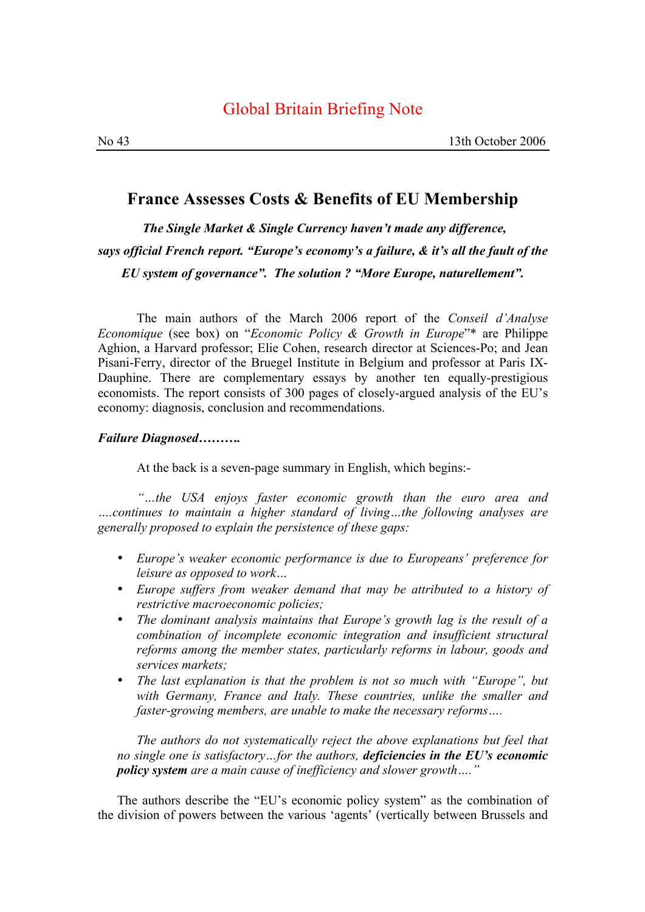# Global Britain Briefing Note

No 43 — 13th October 2006

## France Assesses Costs & Benefits of EU Membership

***The Single Market & Single Currency haven't made any difference, says official French report. "Europe's economy's a failure, & it's all the fault of the EU system of governance". The solution ? "More Europe, naturellement".***

The main authors of the March 2006 report of the *Conseil d'Analyse Economique* (see box) on "*Economic Policy & Growth in Europe*"* are Philippe Aghion, a Harvard professor; Elie Cohen, research director at Sciences-Po; and Jean Pisani-Ferry, director of the Bruegel Institute in Belgium and professor at Paris IX-Dauphine. There are complementary essays by another ten equally-prestigious economists. The report consists of 300 pages of closely-argued analysis of the EU's economy: diagnosis, conclusion and recommendations.

### *Failure Diagnosed……….*

At the back is a seven-page summary in English, which begins:-

*"…the USA enjoys faster economic growth than the euro area and ….continues to maintain a higher standard of living…the following analyses are generally proposed to explain the persistence of these gaps:*

- *Europe's weaker economic performance is due to Europeans' preference for leisure as opposed to work…*
- *Europe suffers from weaker demand that may be attributed to a history of restrictive macroeconomic policies;*
- *The dominant analysis maintains that Europe's growth lag is the result of a combination of incomplete economic integration and insufficient structural reforms among the member states, particularly reforms in labour, goods and services markets;*
- *The last explanation is that the problem is not so much with "Europe", but with Germany, France and Italy. These countries, unlike the smaller and faster-growing members, are unable to make the necessary reforms….*

> *The authors do not systematically reject the above explanations but feel that no single one is satisfactory…for the authors,* ***deficiencies in the EU's economic policy system*** *are a main cause of inefficiency and slower growth…."*

The authors describe the "EU's economic policy system" as the combination of the division of powers between the various 'agents' (vertically between Brussels and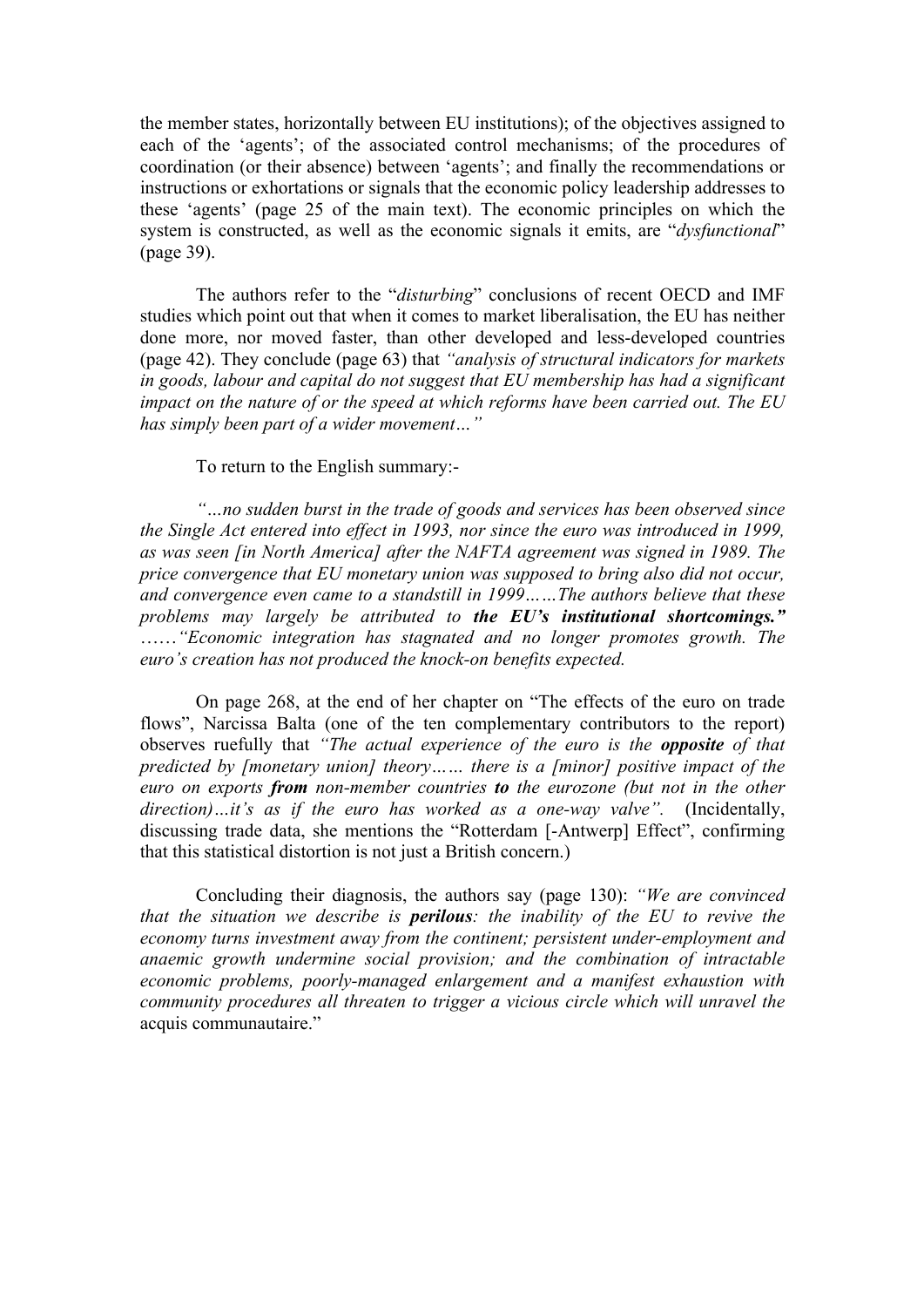the member states, horizontally between EU institutions); of the objectives assigned to each of the 'agents'; of the associated control mechanisms; of the procedures of coordination (or their absence) between 'agents'; and finally the recommendations or instructions or exhortations or signals that the economic policy leadership addresses to these 'agents' (page 25 of the main text). The economic principles on which the system is constructed, as well as the economic signals it emits, are "*dysfunctional*" (page 39).

The authors refer to the "*disturbing*" conclusions of recent OECD and IMF studies which point out that when it comes to market liberalisation, the EU has neither done more, nor moved faster, than other developed and less-developed countries (page 42). They conclude (page 63) that *"analysis of structural indicators for markets in goods, labour and capital do not suggest that EU membership has had a significant impact on the nature of or the speed at which reforms have been carried out. The EU has simply been part of a wider movement…"*

To return to the English summary:-

*"…no sudden burst in the trade of goods and services has been observed since the Single Act entered into effect in 1993, nor since the euro was introduced in 1999, as was seen [in North America] after the NAFTA agreement was signed in 1989. The price convergence that EU monetary union was supposed to bring also did not occur, and convergence even came to a standstill in 1999……The authors believe that these problems may largely be attributed to* ***the EU's institutional shortcomings."*** *……"Economic integration has stagnated and no longer promotes growth. The euro's creation has not produced the knock-on benefits expected.*

On page 268, at the end of her chapter on "The effects of the euro on trade flows", Narcissa Balta (one of the ten complementary contributors to the report) observes ruefully that *"The actual experience of the euro is the* ***opposite*** *of that predicted by [monetary union] theory…… there is a [minor] positive impact of the euro on exports* ***from*** *non-member countries* ***to*** *the eurozone (but not in the other direction)…it's as if the euro has worked as a one-way valve".* (Incidentally, discussing trade data, she mentions the "Rotterdam [-Antwerp] Effect", confirming that this statistical distortion is not just a British concern.)

Concluding their diagnosis, the authors say (page 130): *"We are convinced that the situation we describe is* ***perilous****: the inability of the EU to revive the economy turns investment away from the continent; persistent under-employment and anaemic growth undermine social provision; and the combination of intractable economic problems, poorly-managed enlargement and a manifest exhaustion with community procedures all threaten to trigger a vicious circle which will unravel the* acquis communautaire."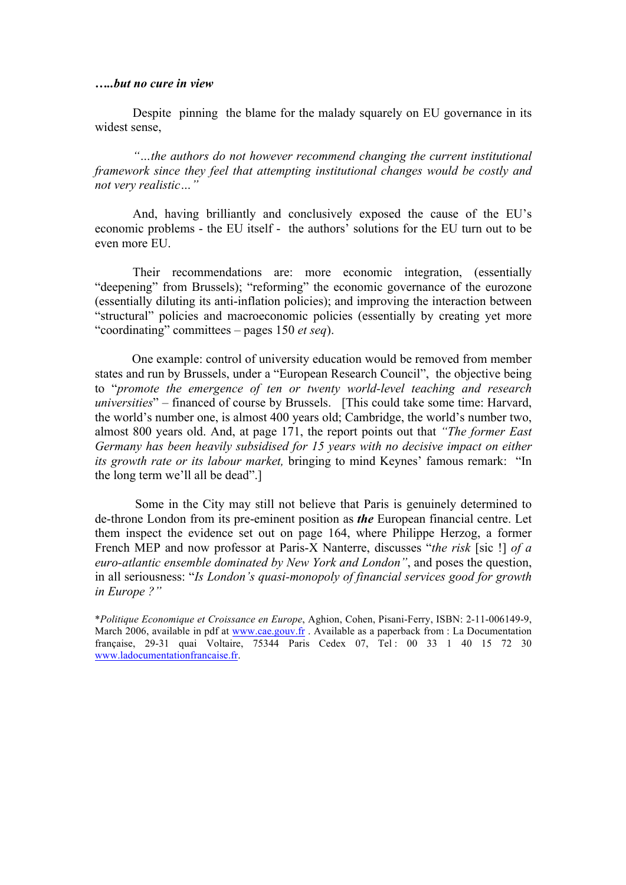***…..but no cure in view***

Despite pinning the blame for the malady squarely on EU governance in its widest sense,

*"…the authors do not however recommend changing the current institutional framework since they feel that attempting institutional changes would be costly and not very realistic…"*

And, having brilliantly and conclusively exposed the cause of the EU's economic problems - the EU itself - the authors' solutions for the EU turn out to be even more EU.

Their recommendations are: more economic integration, (essentially "deepening" from Brussels); "reforming" the economic governance of the eurozone (essentially diluting its anti-inflation policies); and improving the interaction between "structural" policies and macroeconomic policies (essentially by creating yet more "coordinating" committees – pages 150 *et seq*).

One example: control of university education would be removed from member states and run by Brussels, under a "European Research Council", the objective being to "*promote the emergence of ten or twenty world-level teaching and research universities*" – financed of course by Brussels. [This could take some time: Harvard, the world's number one, is almost 400 years old; Cambridge, the world's number two, almost 800 years old. And, at page 171, the report points out that *"The former East Germany has been heavily subsidised for 15 years with no decisive impact on either its growth rate or its labour market,* bringing to mind Keynes' famous remark: "In the long term we'll all be dead".]

Some in the City may still not believe that Paris is genuinely determined to de-throne London from its pre-eminent position as ***the*** European financial centre. Let them inspect the evidence set out on page 164, where Philippe Herzog, a former French MEP and now professor at Paris-X Nanterre, discusses "*the risk* [sic !] *of a euro-atlantic ensemble dominated by New York and London"*, and poses the question, in all seriousness: "*Is London's quasi-monopoly of financial services good for growth in Europe ?"*

\**Politique Economique et Croissance en Europe*, Aghion, Cohen, Pisani-Ferry, ISBN: 2-11-006149-9, March 2006, available in pdf at www.cae.gouv.fr . Available as a paperback from : La Documentation française, 29-31 quai Voltaire, 75344 Paris Cedex 07, Tel : 00 33 1 40 15 72 30 www.ladocumentationfrancaise.fr.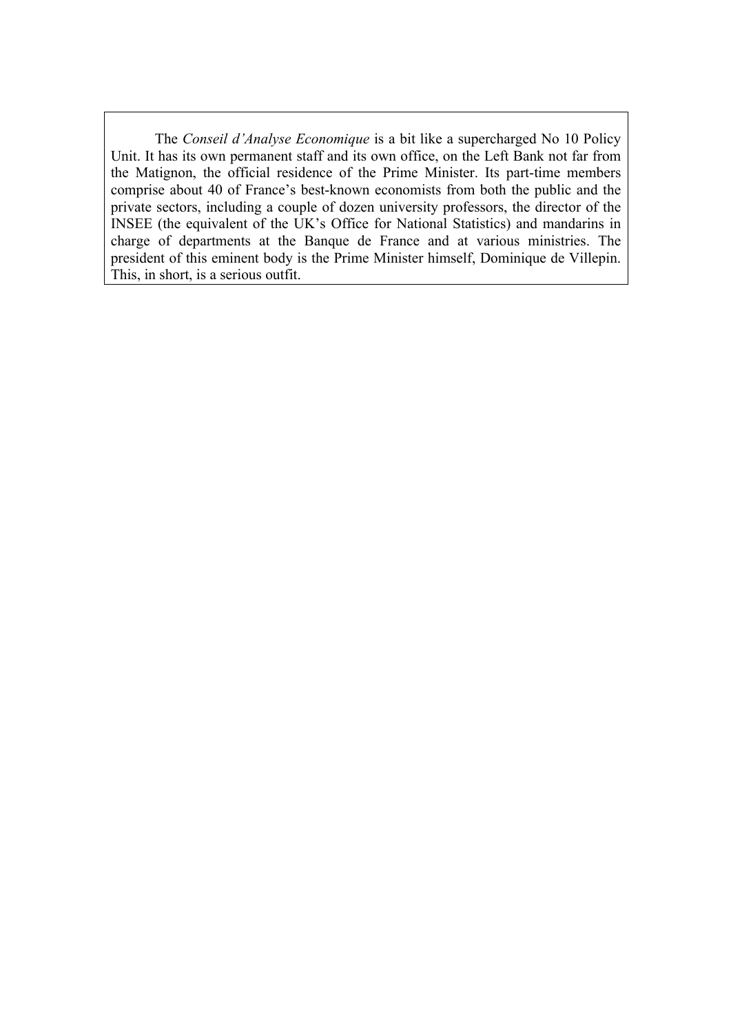The *Conseil d'Analyse Economique* is a bit like a supercharged No 10 Policy Unit. It has its own permanent staff and its own office, on the Left Bank not far from the Matignon, the official residence of the Prime Minister. Its part-time members comprise about 40 of France's best-known economists from both the public and the private sectors, including a couple of dozen university professors, the director of the INSEE (the equivalent of the UK's Office for National Statistics) and mandarins in charge of departments at the Banque de France and at various ministries. The president of this eminent body is the Prime Minister himself, Dominique de Villepin. This, in short, is a serious outfit.